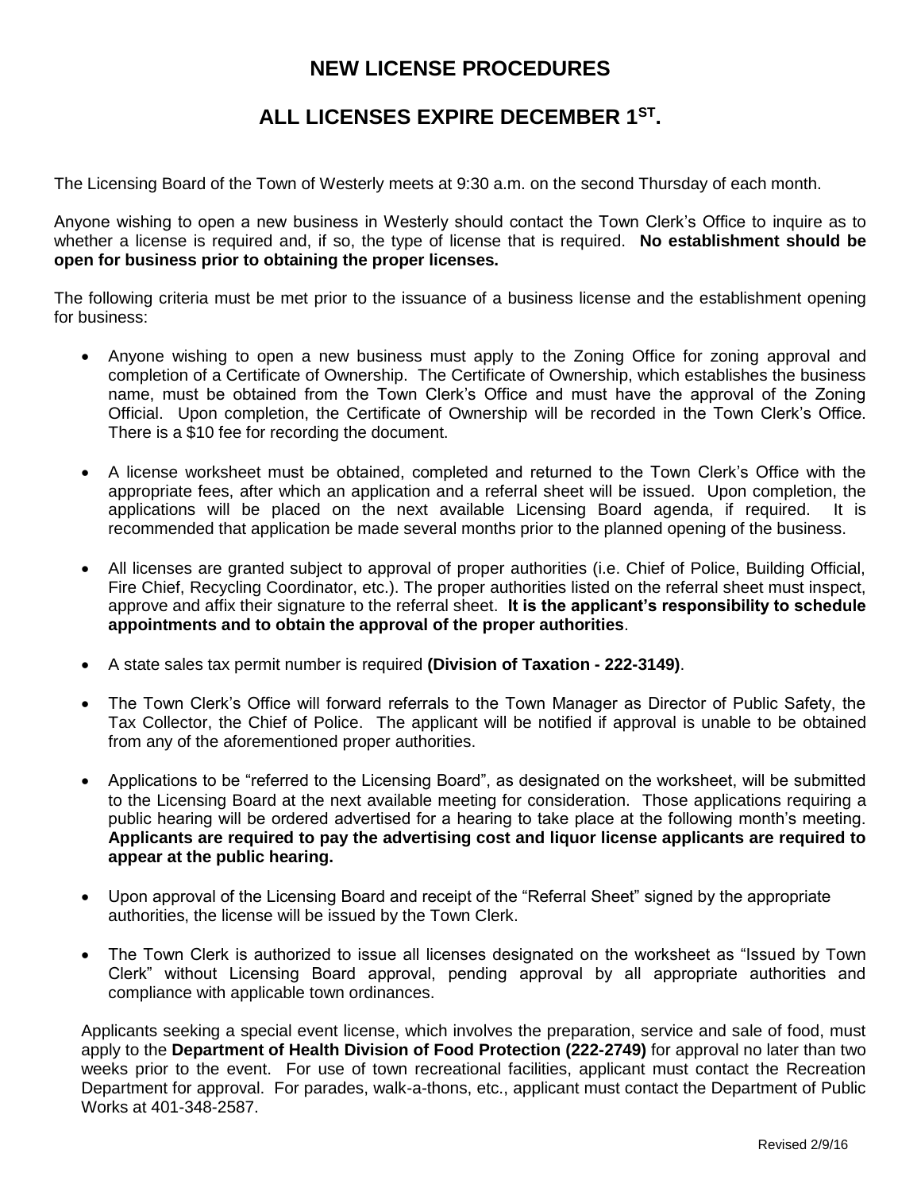# NEW LICENSE PROCEDURES

# ALL LICENSES EXPIRE DECEMBER 1ST.

The Licensing Board of the Town of Westerly meets at 9:30 a.m. on the second Thursday of each month.

Anyone wishing to open a new business in Westerly should contact the Town Clerk's Office to inquire as to whether a license is required and, if so, the type of license that is required. **No establishment should be open for business prior to obtaining the proper licenses.**

The following criteria must be met prior to the issuance of a business license and the establishment opening for business:

- Anyone wishing to open a new business must apply to the Zoning Office for zoning approval and completion of a Certificate of Ownership. The Certificate of Ownership, which establishes the business name, must be obtained from the Town Clerk's Office and must have the approval of the Zoning Official. Upon completion, the Certificate of Ownership will be recorded in the Town Clerk's Office. There is a $10 fee for recording the document.

- A license worksheet must be obtained, completed and returned to the Town Clerk's Office with the appropriate fees, after which an application and a referral sheet will be issued. Upon completion, the applications will be placed on the next available Licensing Board agenda, if required. It is recommended that application be made several months prior to the planned opening of the business.

- All licenses are granted subject to approval of proper authorities (i.e. Chief of Police, Building Official, Fire Chief, Recycling Coordinator, etc.). The proper authorities listed on the referral sheet must inspect, approve and affix their signature to the referral sheet. **It is the applicant's responsibility to schedule appointments and to obtain the approval of the proper authorities**.

- A state sales tax permit number is required **(Division of Taxation - 222-3149)**.

- The Town Clerk's Office will forward referrals to the Town Manager as Director of Public Safety, the Tax Collector, the Chief of Police. The applicant will be notified if approval is unable to be obtained from any of the aforementioned proper authorities.

- Applications to be "referred to the Licensing Board", as designated on the worksheet, will be submitted to the Licensing Board at the next available meeting for consideration. Those applications requiring a public hearing will be ordered advertised for a hearing to take place at the following month's meeting. **Applicants are required to pay the advertising cost and liquor license applicants are required to appear at the public hearing.**

- Upon approval of the Licensing Board and receipt of the "Referral Sheet" signed by the appropriate authorities, the license will be issued by the Town Clerk.

- The Town Clerk is authorized to issue all licenses designated on the worksheet as "Issued by Town Clerk" without Licensing Board approval, pending approval by all appropriate authorities and compliance with applicable town ordinances.

Applicants seeking a special event license, which involves the preparation, service and sale of food, must apply to the **Department of Health Division of Food Protection (222-2749)** for approval no later than two weeks prior to the event. For use of town recreational facilities, applicant must contact the Recreation Department for approval. For parades, walk-a-thons, etc., applicant must contact the Department of Public Works at 401-348-2587.

Revised 2/9/16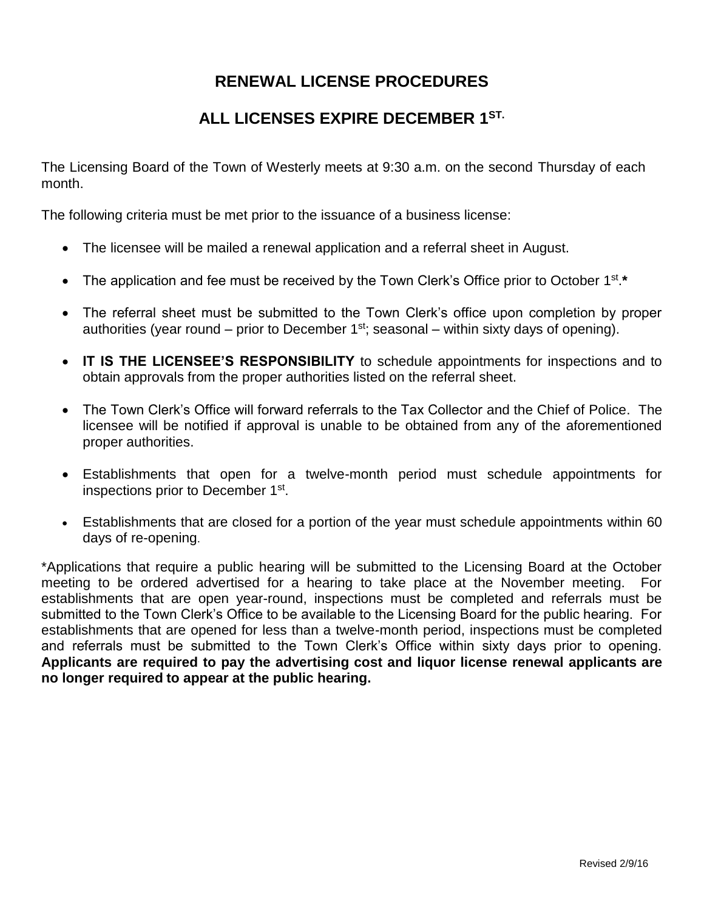# RENEWAL LICENSE PROCEDURES

# ALL LICENSES EXPIRE DECEMBER 1ST.

The Licensing Board of the Town of Westerly meets at 9:30 a.m. on the second Thursday of each month.

The following criteria must be met prior to the issuance of a business license:

- The licensee will be mailed a renewal application and a referral sheet in August.
- The application and fee must be received by the Town Clerk's Office prior to October 1st.**\***
- The referral sheet must be submitted to the Town Clerk's office upon completion by proper authorities (year round – prior to December 1st; seasonal – within sixty days of opening).
- **IT IS THE LICENSEE'S RESPONSIBILITY** to schedule appointments for inspections and to obtain approvals from the proper authorities listed on the referral sheet.
- The Town Clerk's Office will forward referrals to the Tax Collector and the Chief of Police. The licensee will be notified if approval is unable to be obtained from any of the aforementioned proper authorities.
- Establishments that open for a twelve-month period must schedule appointments for inspections prior to December 1st.
- Establishments that are closed for a portion of the year must schedule appointments within 60 days of re-opening.

*Applications that require a public hearing will be submitted to the Licensing Board at the October meeting to be ordered advertised for a hearing to take place at the November meeting. For establishments that are open year-round, inspections must be completed and referrals must be submitted to the Town Clerk's Office to be available to the Licensing Board for the public hearing. For establishments that are opened for less than a twelve-month period, inspections must be completed and referrals must be submitted to the Town Clerk's Office within sixty days prior to opening. **Applicants are required to pay the advertising cost and liquor license renewal applicants are no longer required to appear at the public hearing.**

Revised 2/9/16